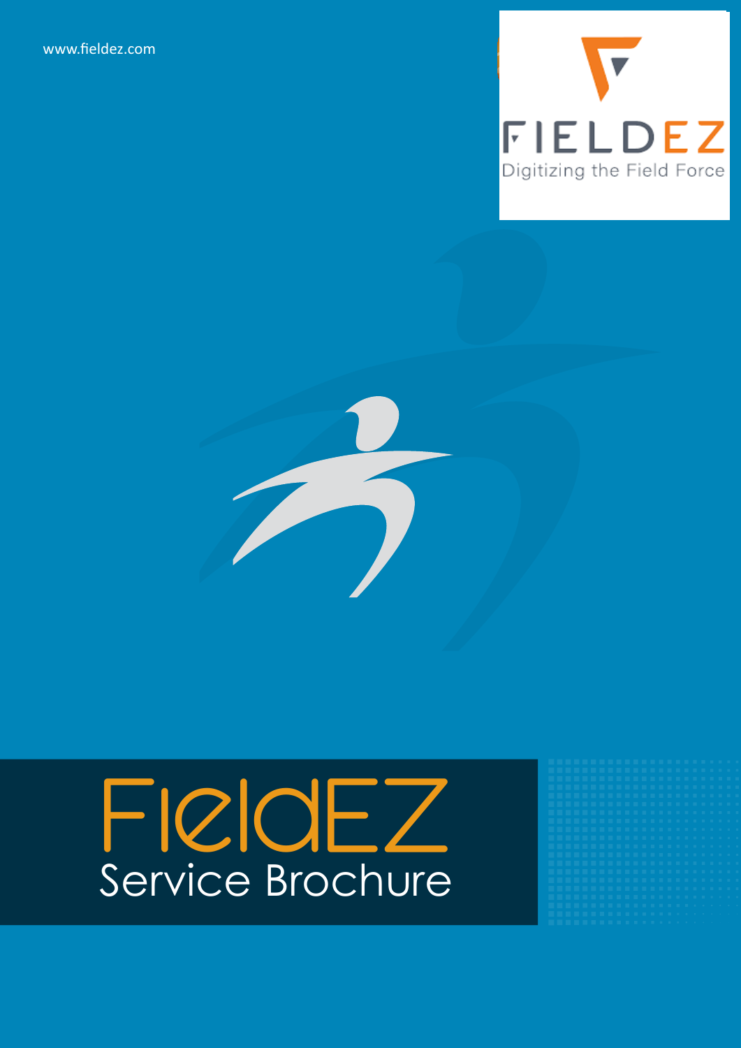www.fieldez.com

FIELDEZ

Digitizing the Field Force

# FieldEZ

## Service Brochure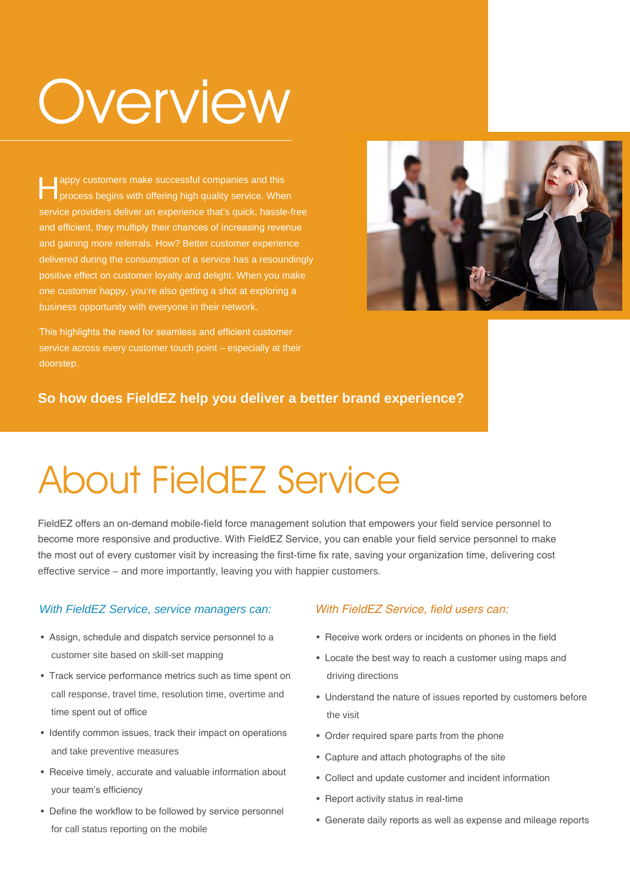# Overview

Happy customers make successful companies and this process begins with offering high quality service. When service providers deliver an experience that's quick, hassle-free and efficient, they multiply their chances of increasing revenue and gaining more referrals. How? Better customer experience delivered during the consumption of a service has a resoundingly positive effect on customer loyalty and delight. When you make one customer happy, you're also getting a shot at exploring a business opportunity with everyone in their network.

This highlights the need for seamless and efficient customer service across every customer touch point – especially at their doorstep.

**So how does FieldEZ help you deliver a better brand experience?**

# About FieldEZ Service

FieldEZ offers an on-demand mobile-field force management solution that empowers your field service personnel to become more responsive and productive. With FieldEZ Service, you can enable your field service personnel to make the most out of every customer visit by increasing the first-time fix rate, saving your organization time, delivering cost effective service – and more importantly, leaving you with happier customers.

### *With FieldEZ Service, service managers can:*

- Assign, schedule and dispatch service personnel to a customer site based on skill-set mapping
- Track service performance metrics such as time spent on call response, travel time, resolution time, overtime and time spent out of office
- Identify common issues, track their impact on operations and take preventive measures
- Receive timely, accurate and valuable information about your team's efficiency
- Define the workflow to be followed by service personnel for call status reporting on the mobile

### *With FieldEZ Service, field users can:*

- Receive work orders or incidents on phones in the field
- Locate the best way to reach a customer using maps and driving directions
- Understand the nature of issues reported by customers before the visit
- Order required spare parts from the phone
- Capture and attach photographs of the site
- Collect and update customer and incident information
- Report activity status in real-time
- Generate daily reports as well as expense and mileage reports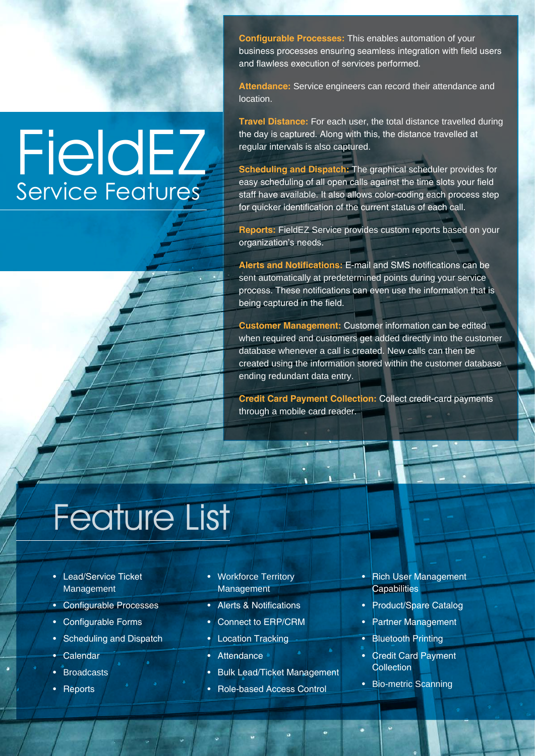# FieldEZ Service Features

**Configurable Processes:** This enables automation of your business processes ensuring seamless integration with field users and flawless execution of services performed.

**Attendance:** Service engineers can record their attendance and location.

**Travel Distance:** For each user, the total distance travelled during the day is captured. Along with this, the distance travelled at regular intervals is also captured.

**Scheduling and Dispatch:** The graphical scheduler provides for easy scheduling of all open calls against the time slots your field staff have available. It also allows color-coding each process step for quicker identification of the current status of each call.

**Reports:** FieldEZ Service provides custom reports based on your organization's needs.

**Alerts and Notifications:** E-mail and SMS notifications can be sent automatically at predetermined points during your service process. These notifications can even use the information that is being captured in the field.

**Customer Management:** Customer information can be edited when required and customers get added directly into the customer database whenever a call is created. New calls can then be created using the information stored within the customer database ending redundant data entry.

**Credit Card Payment Collection:** Collect credit-card payments through a mobile card reader.

## Feature List

- Lead/Service Ticket Management
- Configurable Processes
- Configurable Forms
- Scheduling and Dispatch
- Calendar
- Broadcasts
- Reports
- Workforce Territory Management
- Alerts & Notifications
- Connect to ERP/CRM
- Location Tracking
- Attendance
- Bulk Lead/Ticket Management
- Role-based Access Control
- Rich User Management Capabilities
- Product/Spare Catalog
- Partner Management
- Bluetooth Printing
- Credit Card Payment Collection
- Bio-metric Scanning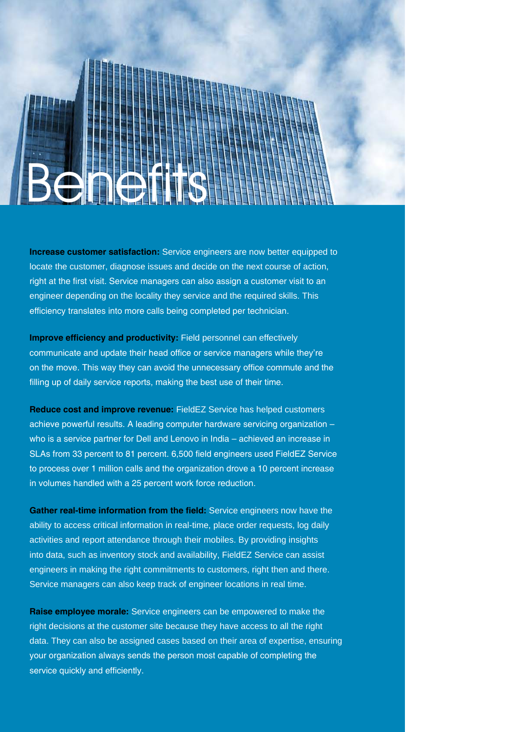# Benefits

**Increase customer satisfaction:** Service engineers are now better equipped to locate the customer, diagnose issues and decide on the next course of action, right at the first visit. Service managers can also assign a customer visit to an engineer depending on the locality they service and the required skills. This efficiency translates into more calls being completed per technician.

**Improve efficiency and productivity:** Field personnel can effectively communicate and update their head office or service managers while they're on the move. This way they can avoid the unnecessary office commute and the filling up of daily service reports, making the best use of their time.

**Reduce cost and improve revenue:** FieldEZ Service has helped customers achieve powerful results. A leading computer hardware servicing organization – who is a service partner for Dell and Lenovo in India – achieved an increase in SLAs from 33 percent to 81 percent. 6,500 field engineers used FieldEZ Service to process over 1 million calls and the organization drove a 10 percent increase in volumes handled with a 25 percent work force reduction.

**Gather real-time information from the field:** Service engineers now have the ability to access critical information in real-time, place order requests, log daily activities and report attendance through their mobiles. By providing insights into data, such as inventory stock and availability, FieldEZ Service can assist engineers in making the right commitments to customers, right then and there. Service managers can also keep track of engineer locations in real time.

**Raise employee morale:** Service engineers can be empowered to make the right decisions at the customer site because they have access to all the right data. They can also be assigned cases based on their area of expertise, ensuring your organization always sends the person most capable of completing the service quickly and efficiently.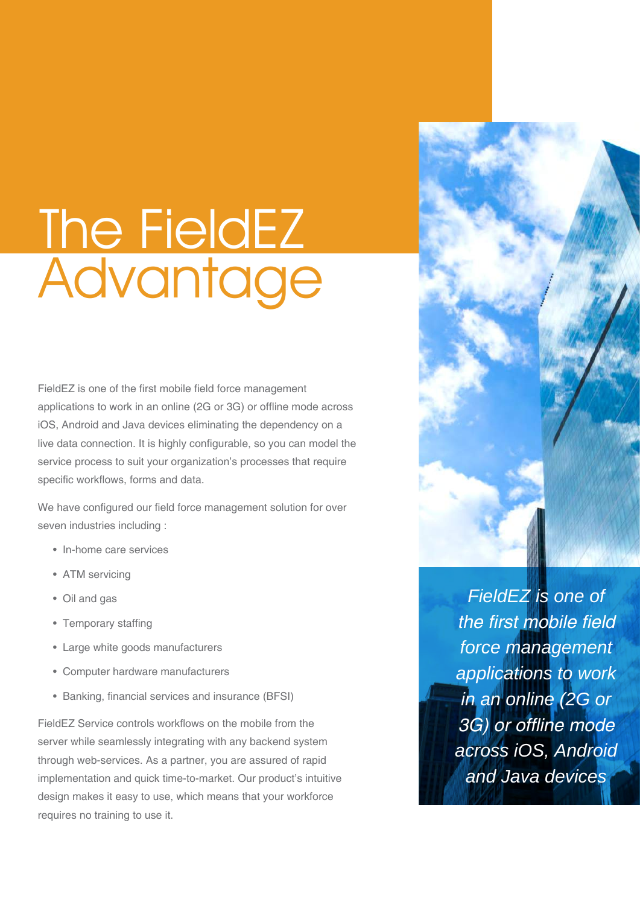# The FieldEZ Advantage

FieldEZ is one of the first mobile field force management applications to work in an online (2G or 3G) or offline mode across iOS, Android and Java devices eliminating the dependency on a live data connection. It is highly configurable, so you can model the service process to suit your organization's processes that require specific workflows, forms and data.

We have configured our field force management solution for over seven industries including :

- In-home care services
- ATM servicing
- Oil and gas
- Temporary staffing
- Large white goods manufacturers
- Computer hardware manufacturers
- Banking, financial services and insurance (BFSI)

FieldEZ Service controls workflows on the mobile from the server while seamlessly integrating with any backend system through web-services. As a partner, you are assured of rapid implementation and quick time-to-market. Our product's intuitive design makes it easy to use, which means that your workforce requires no training to use it.

*FieldEZ is one of the first mobile field force management applications to work in an online (2G or 3G) or offline mode across iOS, Android and Java devices*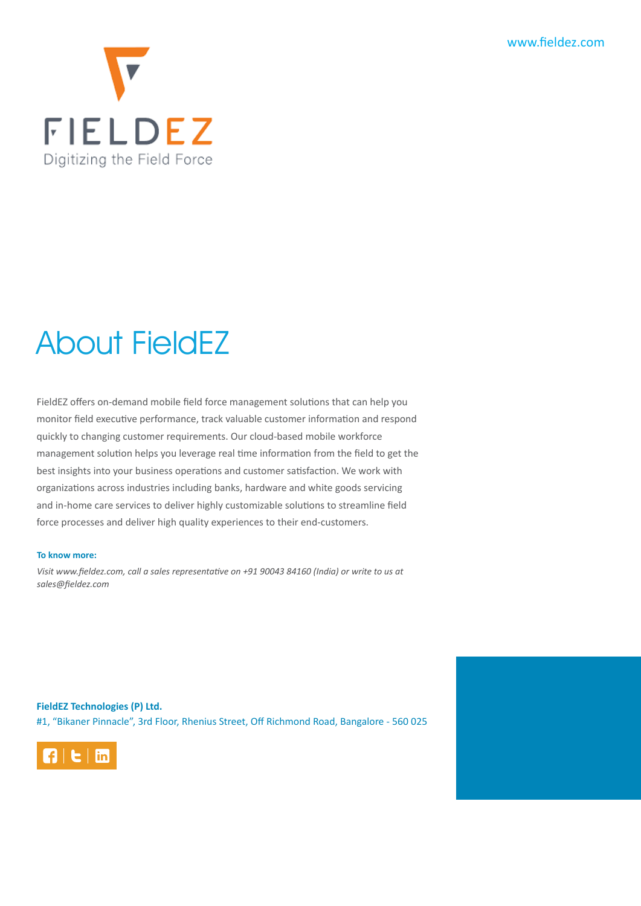www.fieldez.com

FIELDEZ

Digitizing the Field Force

# About FieldEZ

FieldEZ offers on-demand mobile field force management solutions that can help you monitor field executive performance, track valuable customer information and respond quickly to changing customer requirements. Our cloud-based mobile workforce management solution helps you leverage real time information from the field to get the best insights into your business operations and customer satisfaction. We work with organizations across industries including banks, hardware and white goods servicing and in-home care services to deliver highly customizable solutions to streamline field force processes and deliver high quality experiences to their end-customers.

**To know more:**

*Visit www.fieldez.com, call a sales representative on +91 90043 84160 (India) or write to us at sales@fieldez.com*

**FieldEZ Technologies (P) Ltd.**

#1, "Bikaner Pinnacle", 3rd Floor, Rhenius Street, Off Richmond Road, Bangalore - 560 025